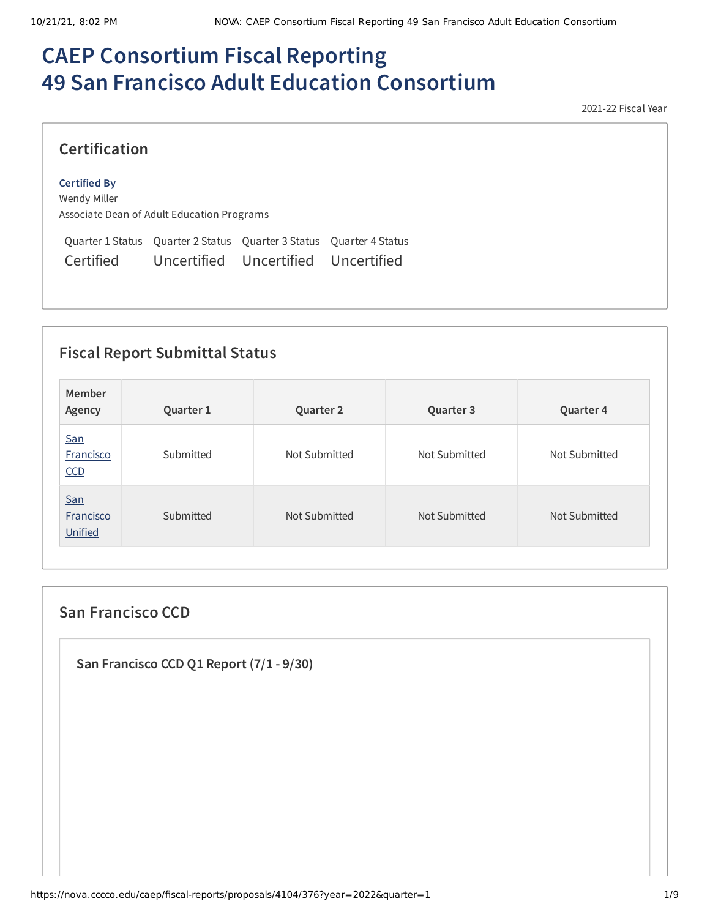# CAEP Consortium Fiscal Reporting
# 49 San Francisco Adult Education Consortium

2021-22 Fiscal Year

## Certification

**Certified By**
Wendy Miller
Associate Dean of Adult Education Programs

| Quarter 1 Status | Quarter 2 Status | Quarter 3 Status | Quarter 4 Status |
|---|---|---|---|
| Certified | Uncertified | Uncertified | Uncertified |

## Fiscal Report Submittal Status

| Member Agency | Quarter 1 | Quarter 2 | Quarter 3 | Quarter 4 |
|---|---|---|---|---|
| San Francisco CCD | Submitted | Not Submitted | Not Submitted | Not Submitted |
| San Francisco Unified | Submitted | Not Submitted | Not Submitted | Not Submitted |

## San Francisco CCD

### San Francisco CCD Q1 Report (7/1 - 9/30)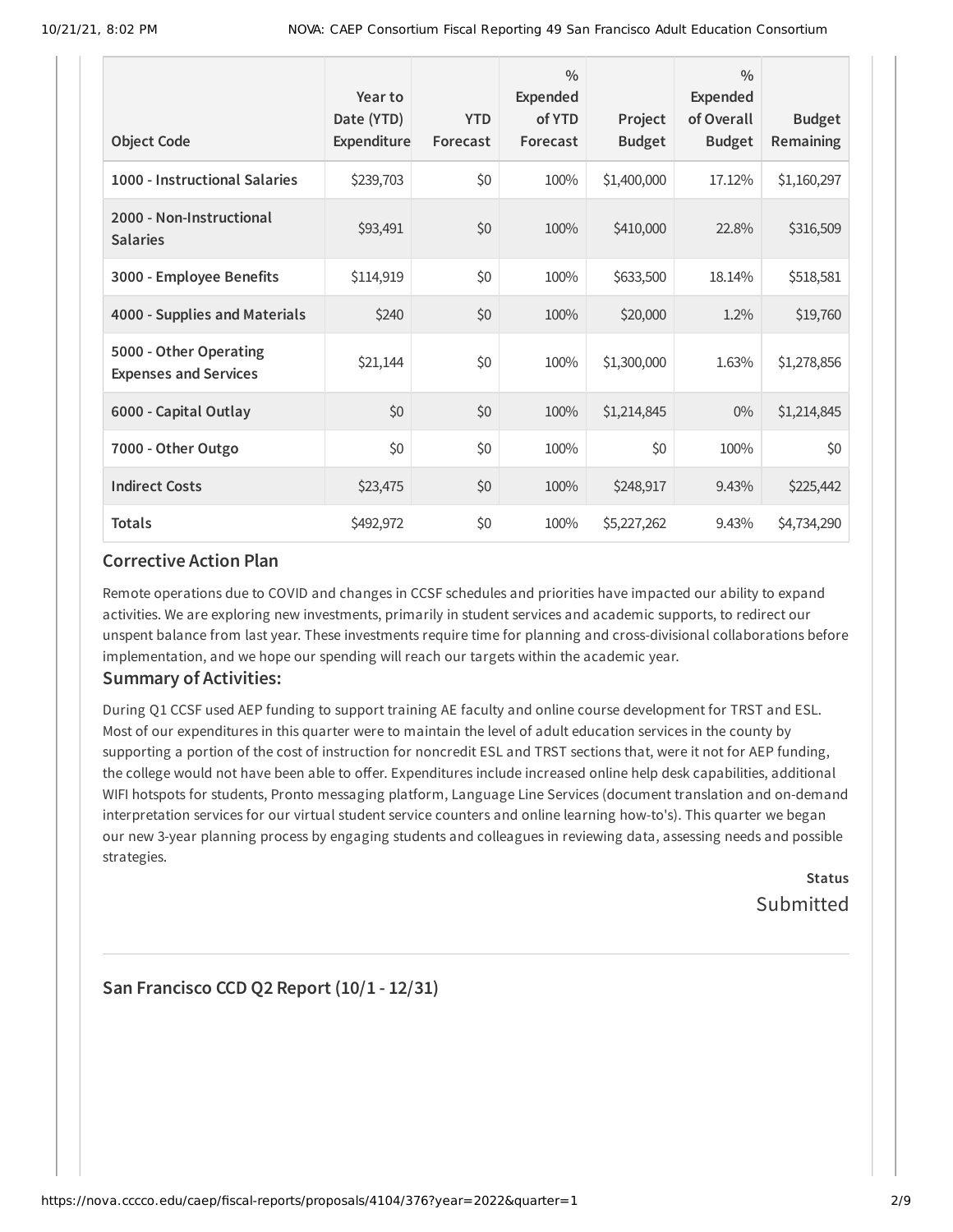| Object Code | Year to Date (YTD) Expenditure | YTD Forecast | % Expended of YTD Forecast | Project Budget | % Expended of Overall Budget | Budget Remaining |
|---|---|---|---|---|---|---|
| **1000 - Instructional Salaries** | $239,703 | $0 | 100% | $1,400,000 | 17.12% | $1,160,297 |
| **2000 - Non-Instructional Salaries** | $93,491 | $0 | 100% | $410,000 | 22.8% | $316,509 |
| **3000 - Employee Benefits** | $114,919 | $0 | 100% | $633,500 | 18.14% | $518,581 |
| **4000 - Supplies and Materials** | $240 | $0 | 100% | $20,000 | 1.2% | $19,760 |
| **5000 - Other Operating Expenses and Services** | $21,144 | $0 | 100% | $1,300,000 | 1.63% | $1,278,856 |
| **6000 - Capital Outlay** | $0 | $0 | 100% | $1,214,845 | 0% | $1,214,845 |
| **7000 - Other Outgo** | $0 | $0 | 100% | $0 | 100% | $0 |
| **Indirect Costs** | $23,475 | $0 | 100% | $248,917 | 9.43% | $225,442 |
| **Totals** | $492,972 | $0 | 100% | $5,227,262 | 9.43% | $4,734,290 |

## Corrective Action Plan

Remote operations due to COVID and changes in CCSF schedules and priorities have impacted our ability to expand activities. We are exploring new investments, primarily in student services and academic supports, to redirect our unspent balance from last year. These investments require time for planning and cross-divisional collaborations before implementation, and we hope our spending will reach our targets within the academic year.

## Summary of Activities:

During Q1 CCSF used AEP funding to support training AE faculty and online course development for TRST and ESL. Most of our expenditures in this quarter were to maintain the level of adult education services in the county by supporting a portion of the cost of instruction for noncredit ESL and TRST sections that, were it not for AEP funding, the college would not have been able to offer. Expenditures include increased online help desk capabilities, additional WIFI hotspots for students, Pronto messaging platform, Language Line Services (document translation and on-demand interpretation services for our virtual student service counters and online learning how-to's). This quarter we began our new 3-year planning process by engaging students and colleagues in reviewing data, assessing needs and possible strategies.

**Status**

Submitted

## San Francisco CCD Q2 Report (10/1 - 12/31)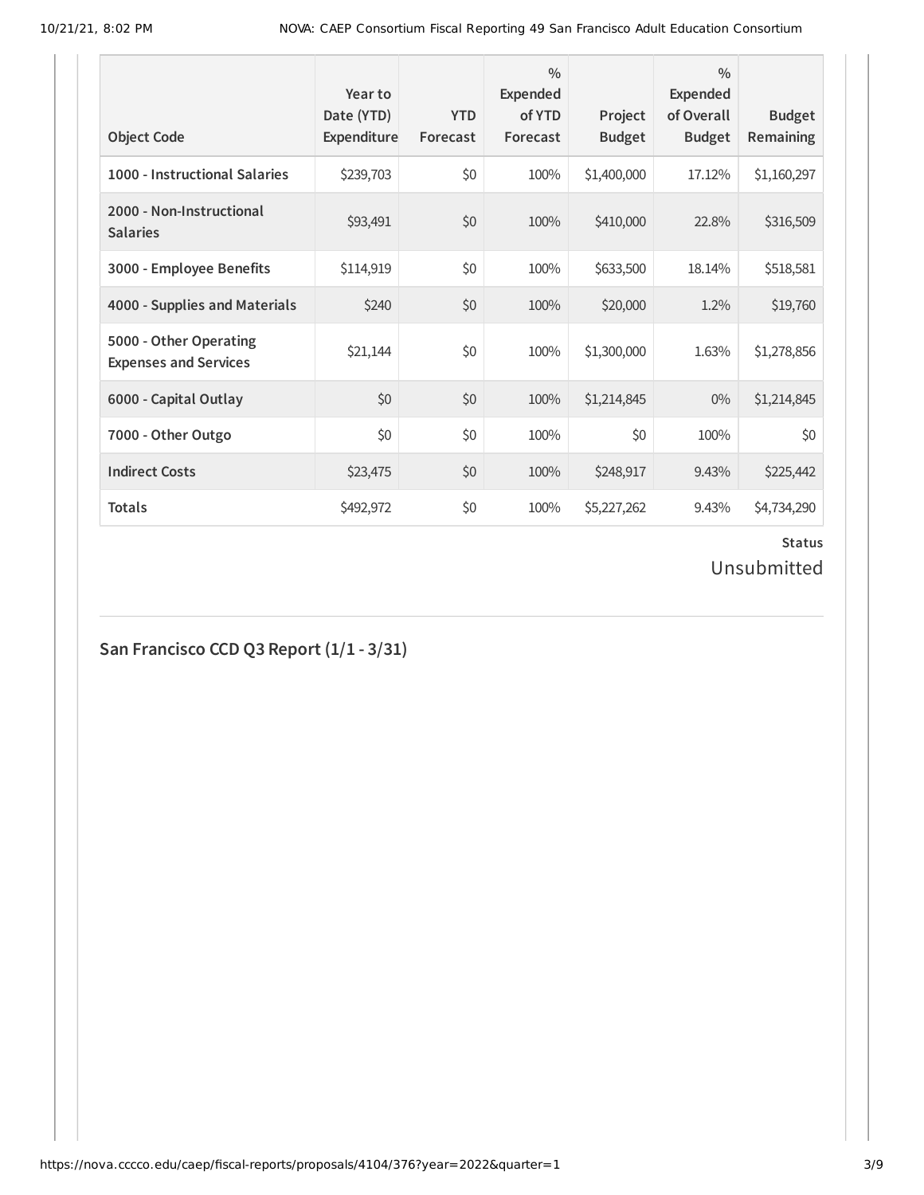| Object Code | Year to Date (YTD) Expenditure | YTD Forecast | % Expended of YTD Forecast | Project Budget | % Expended of Overall Budget | Budget Remaining |
|---|---|---|---|---|---|---|
| **1000 - Instructional Salaries** | $239,703 | $0 | 100% | $1,400,000 | 17.12% | $1,160,297 |
| **2000 - Non-Instructional Salaries** | $93,491 | $0 | 100% | $410,000 | 22.8% | $316,509 |
| **3000 - Employee Benefits** | $114,919 | $0 | 100% | $633,500 | 18.14% | $518,581 |
| **4000 - Supplies and Materials** | $240 | $0 | 100% | $20,000 | 1.2% | $19,760 |
| **5000 - Other Operating Expenses and Services** | $21,144 | $0 | 100% | $1,300,000 | 1.63% | $1,278,856 |
| **6000 - Capital Outlay** | $0 | $0 | 100% | $1,214,845 | 0% | $1,214,845 |
| **7000 - Other Outgo** | $0 | $0 | 100% | $0 | 100% | $0 |
| **Indirect Costs** | $23,475 | $0 | 100% | $248,917 | 9.43% | $225,442 |
| **Totals** | $492,972 | $0 | 100% | $5,227,262 | 9.43% | $4,734,290 |

**Status**

Unsubmitted

## San Francisco CCD Q3 Report (1/1 - 3/31)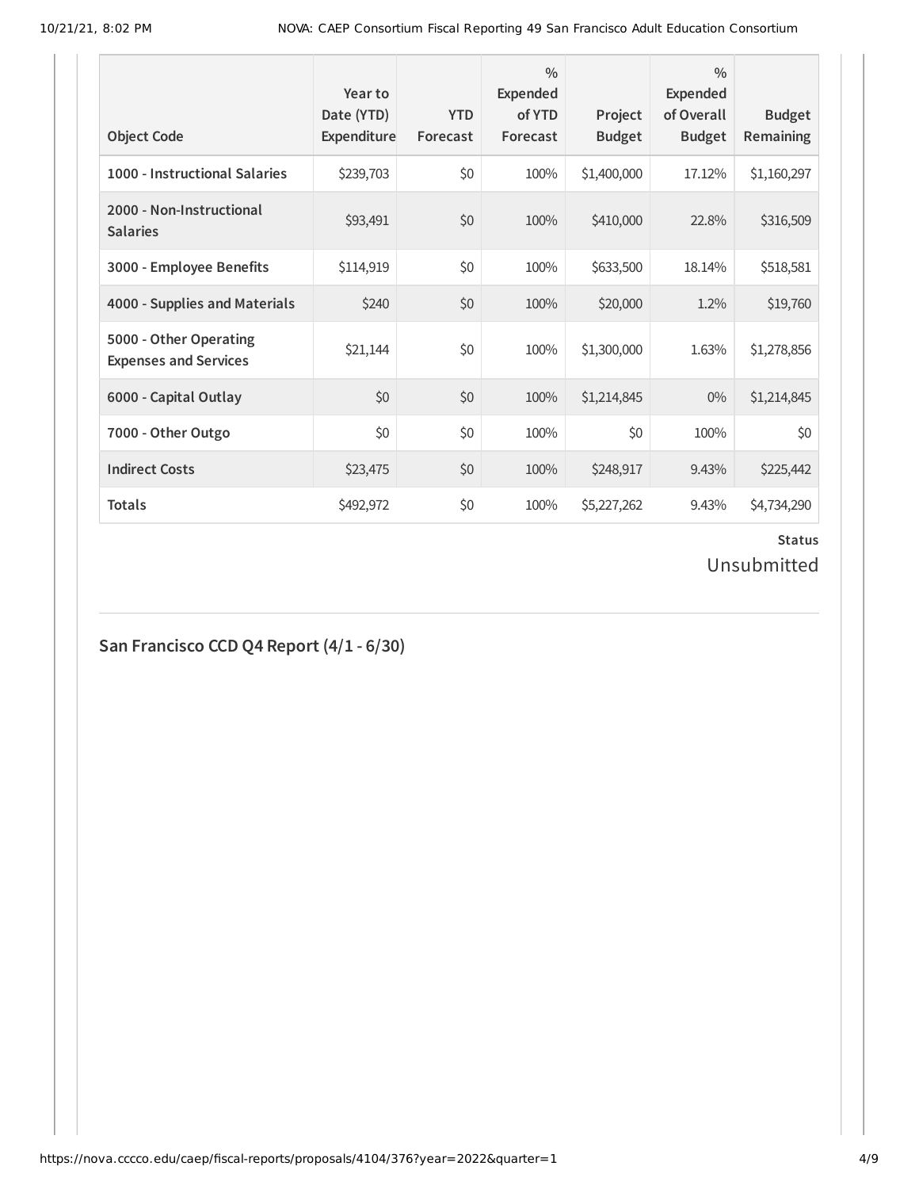| Object Code | Year to Date (YTD) Expenditure | YTD Forecast | % Expended of YTD Forecast | Project Budget | % Expended of Overall Budget | Budget Remaining |
|---|---|---|---|---|---|---|
| **1000 - Instructional Salaries** | $239,703 | $0 | 100% | $1,400,000 | 17.12% | $1,160,297 |
| **2000 - Non-Instructional Salaries** | $93,491 | $0 | 100% | $410,000 | 22.8% | $316,509 |
| **3000 - Employee Benefits** | $114,919 | $0 | 100% | $633,500 | 18.14% | $518,581 |
| **4000 - Supplies and Materials** | $240 | $0 | 100% | $20,000 | 1.2% | $19,760 |
| **5000 - Other Operating Expenses and Services** | $21,144 | $0 | 100% | $1,300,000 | 1.63% | $1,278,856 |
| **6000 - Capital Outlay** | $0 | $0 | 100% | $1,214,845 | 0% | $1,214,845 |
| **7000 - Other Outgo** | $0 | $0 | 100% | $0 | 100% | $0 |
| **Indirect Costs** | $23,475 | $0 | 100% | $248,917 | 9.43% | $225,442 |
| **Totals** | $492,972 | $0 | 100% | $5,227,262 | 9.43% | $4,734,290 |

**Status**

Unsubmitted

## San Francisco CCD Q4 Report (4/1 - 6/30)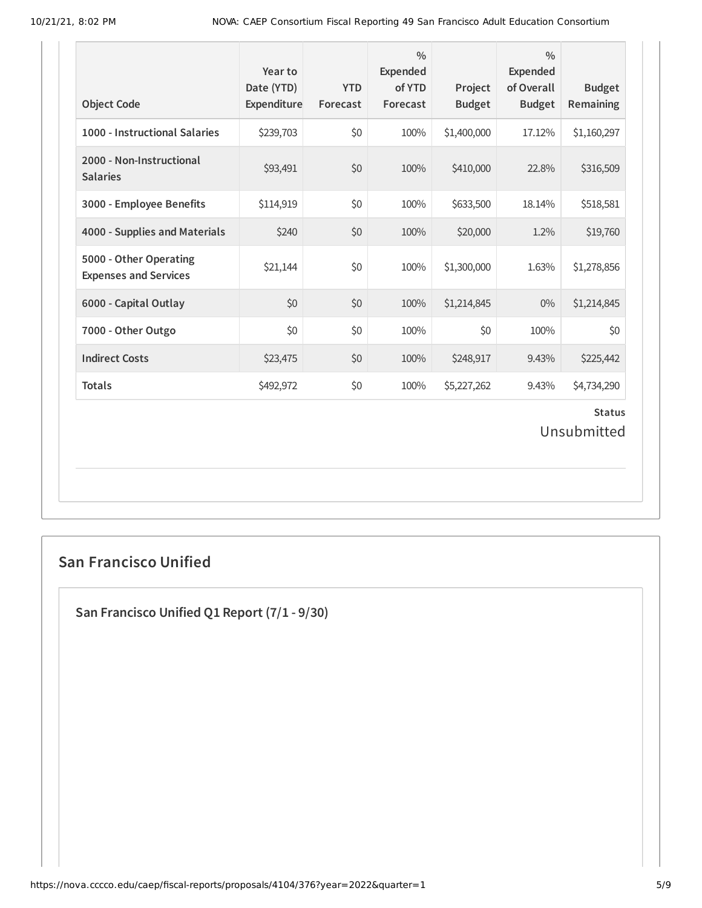| Object Code | Year to Date (YTD) Expenditure | YTD Forecast | % Expended of YTD Forecast | Project Budget | % Expended of Overall Budget | Budget Remaining |
|---|---|---|---|---|---|---|
| **1000 - Instructional Salaries** | $239,703 | $0 | 100% | $1,400,000 | 17.12% | $1,160,297 |
| **2000 - Non-Instructional Salaries** | $93,491 | $0 | 100% | $410,000 | 22.8% | $316,509 |
| **3000 - Employee Benefits** | $114,919 | $0 | 100% | $633,500 | 18.14% | $518,581 |
| **4000 - Supplies and Materials** | $240 | $0 | 100% | $20,000 | 1.2% | $19,760 |
| **5000 - Other Operating Expenses and Services** | $21,144 | $0 | 100% | $1,300,000 | 1.63% | $1,278,856 |
| **6000 - Capital Outlay** | $0 | $0 | 100% | $1,214,845 | 0% | $1,214,845 |
| **7000 - Other Outgo** | $0 | $0 | 100% | $0 | 100% | $0 |
| **Indirect Costs** | $23,475 | $0 | 100% | $248,917 | 9.43% | $225,442 |
| **Totals** | $492,972 | $0 | 100% | $5,227,262 | 9.43% | $4,734,290 |

**Status**

Unsubmitted

## San Francisco Unified

### San Francisco Unified Q1 Report (7/1 - 9/30)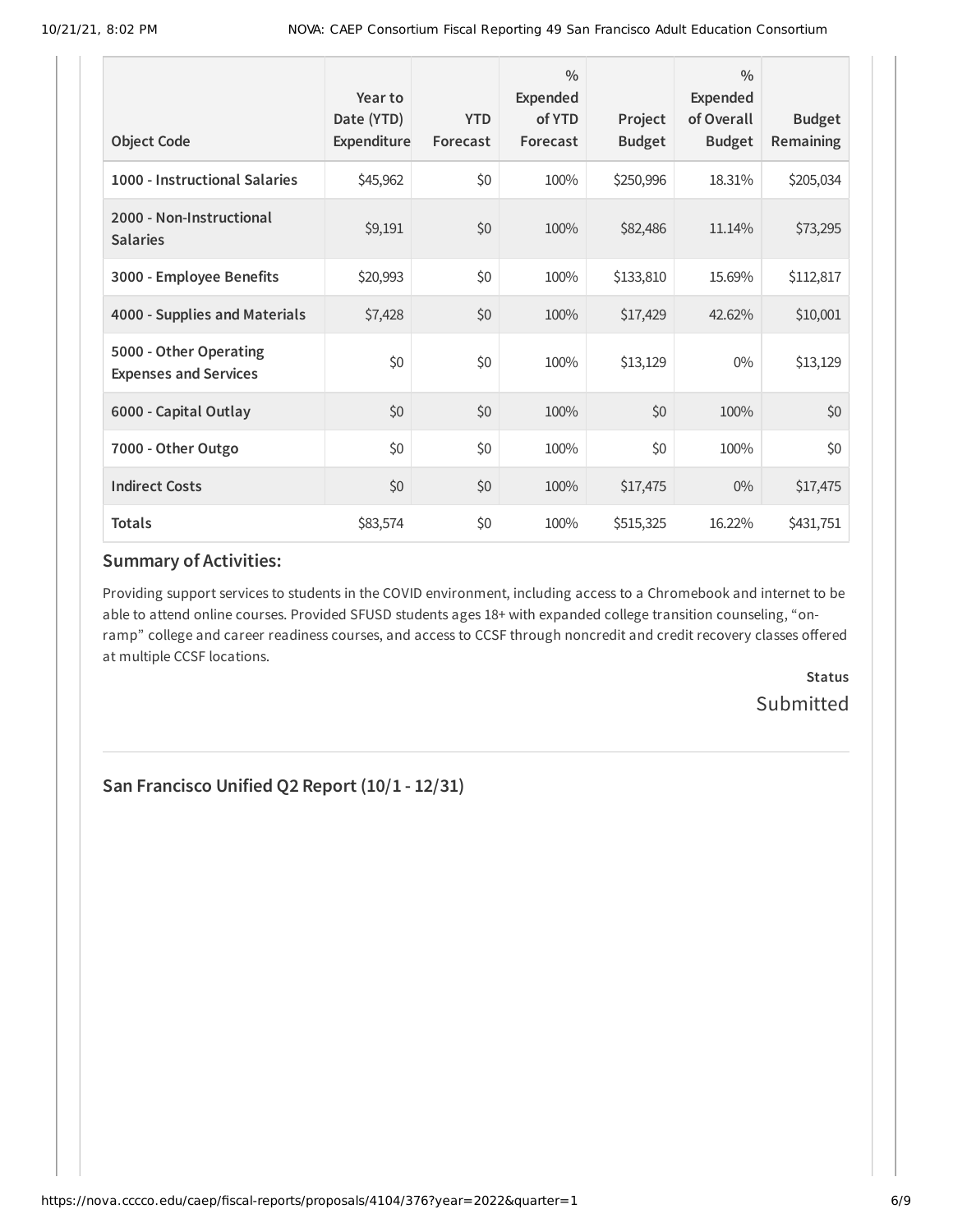| Object Code | Year to Date (YTD) Expenditure | YTD Forecast | % Expended of YTD Forecast | Project Budget | % Expended of Overall Budget | Budget Remaining |
|---|---|---|---|---|---|---|
| **1000 - Instructional Salaries** | $45,962 | $0 | 100% | $250,996 | 18.31% | $205,034 |
| **2000 - Non-Instructional Salaries** | $9,191 | $0 | 100% | $82,486 | 11.14% | $73,295 |
| **3000 - Employee Benefits** | $20,993 | $0 | 100% | $133,810 | 15.69% | $112,817 |
| **4000 - Supplies and Materials** | $7,428 | $0 | 100% | $17,429 | 42.62% | $10,001 |
| **5000 - Other Operating Expenses and Services** | $0 | $0 | 100% | $13,129 | 0% | $13,129 |
| **6000 - Capital Outlay** | $0 | $0 | 100% | $0 | 100% | $0 |
| **7000 - Other Outgo** | $0 | $0 | 100% | $0 | 100% | $0 |
| **Indirect Costs** | $0 | $0 | 100% | $17,475 | 0% | $17,475 |
| **Totals** | $83,574 | $0 | 100% | $515,325 | 16.22% | $431,751 |

### Summary of Activities:

Providing support services to students in the COVID environment, including access to a Chromebook and internet to be able to attend online courses. Provided SFUSD students ages 18+ with expanded college transition counseling, "on-ramp" college and career readiness courses, and access to CCSF through noncredit and credit recovery classes offered at multiple CCSF locations.

**Status**

Submitted

---

## San Francisco Unified Q2 Report (10/1 - 12/31)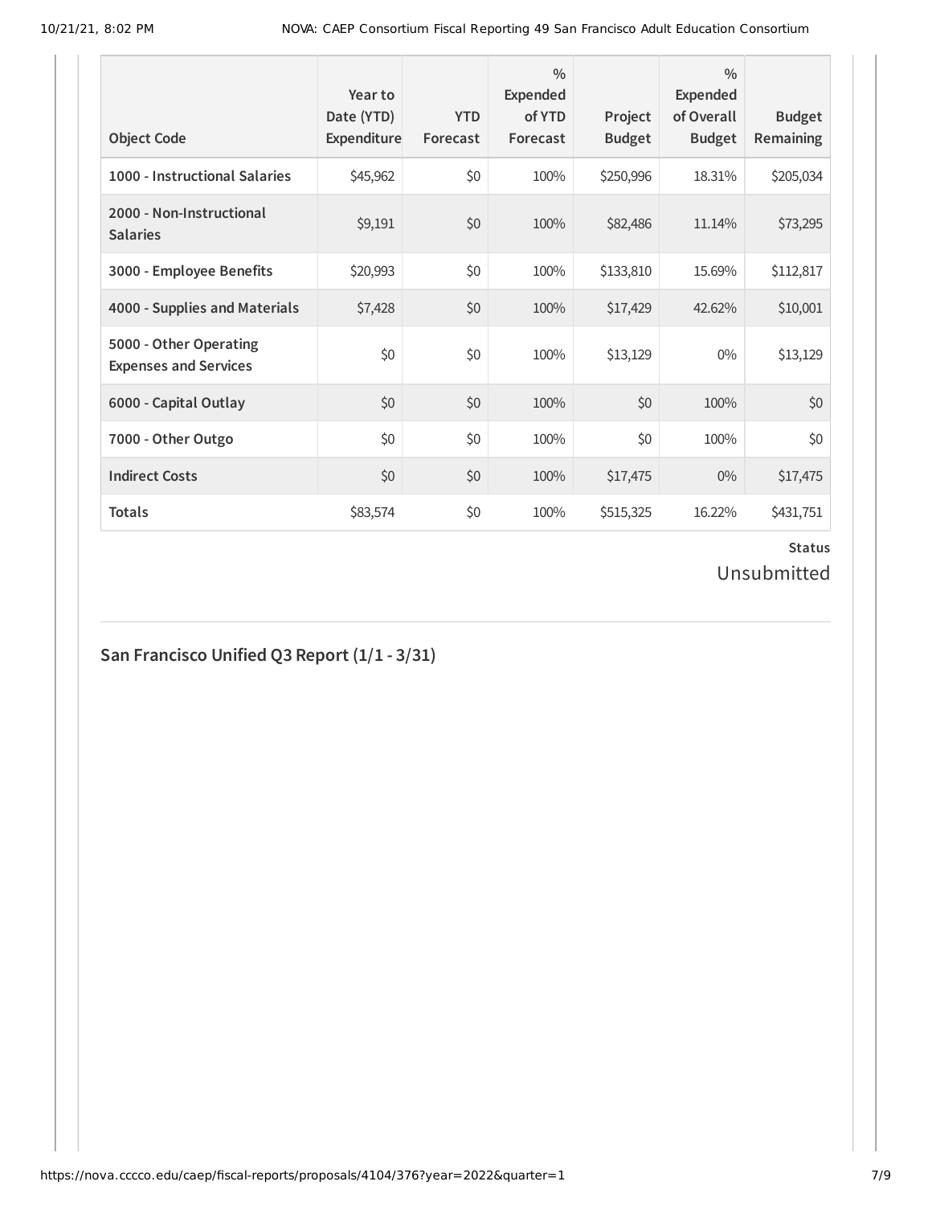| Object Code | Year to Date (YTD) Expenditure | YTD Forecast | % Expended of YTD Forecast | Project Budget | % Expended of Overall Budget | Budget Remaining |
|---|---|---|---|---|---|---|
| **1000 - Instructional Salaries** | $45,962 | $0 | 100% | $250,996 | 18.31% | $205,034 |
| **2000 - Non-Instructional Salaries** | $9,191 | $0 | 100% | $82,486 | 11.14% | $73,295 |
| **3000 - Employee Benefits** | $20,993 | $0 | 100% | $133,810 | 15.69% | $112,817 |
| **4000 - Supplies and Materials** | $7,428 | $0 | 100% | $17,429 | 42.62% | $10,001 |
| **5000 - Other Operating Expenses and Services** | $0 | $0 | 100% | $13,129 | 0% | $13,129 |
| **6000 - Capital Outlay** | $0 | $0 | 100% | $0 | 100% | $0 |
| **7000 - Other Outgo** | $0 | $0 | 100% | $0 | 100% | $0 |
| **Indirect Costs** | $0 | $0 | 100% | $17,475 | 0% | $17,475 |
| **Totals** | $83,574 | $0 | 100% | $515,325 | 16.22% | $431,751 |

**Status**

Unsubmitted

## San Francisco Unified Q3 Report (1/1 - 3/31)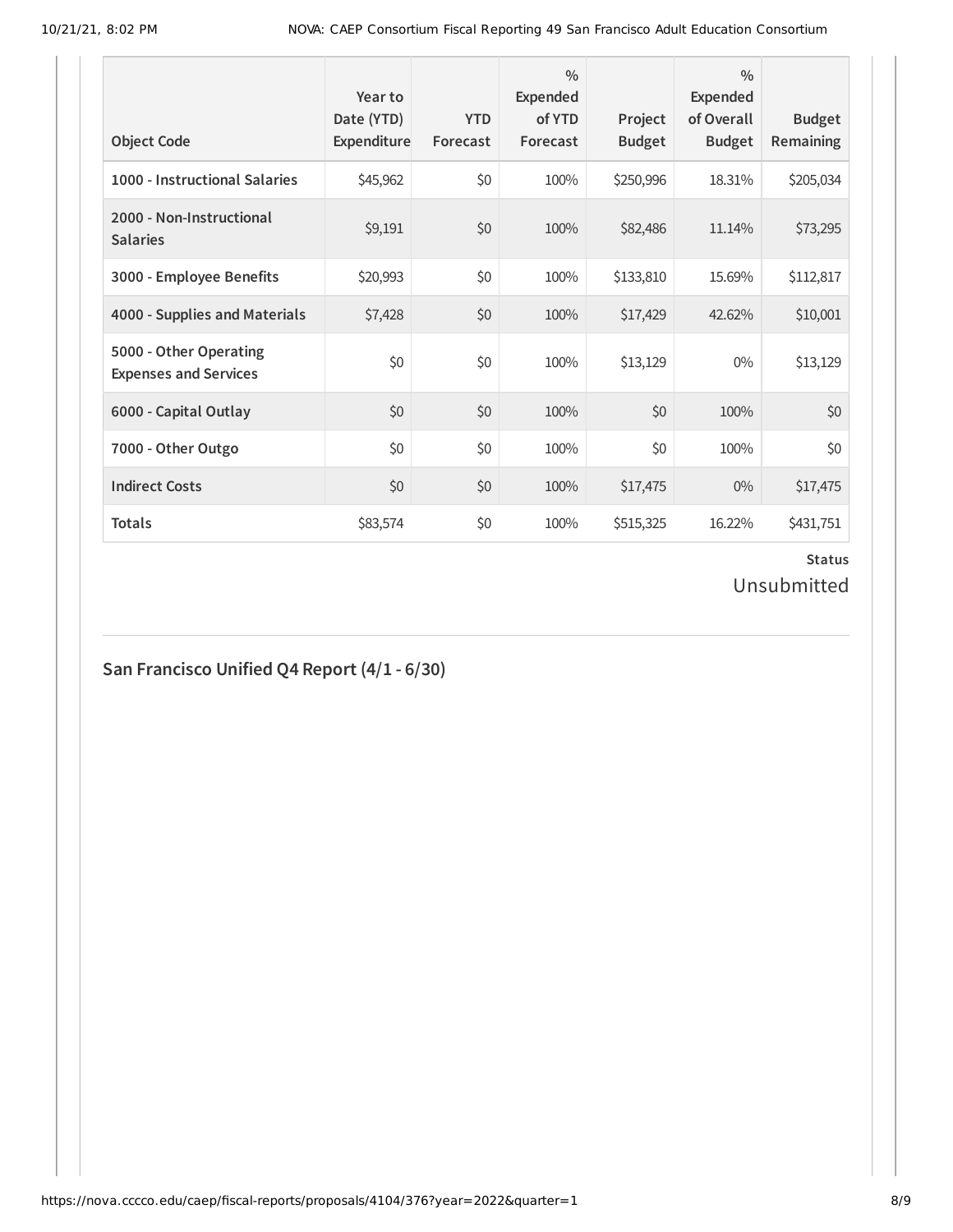| Object Code | Year to Date (YTD) Expenditure | YTD Forecast | % Expended of YTD Forecast | Project Budget | % Expended of Overall Budget | Budget Remaining |
|---|---|---|---|---|---|---|
| **1000 - Instructional Salaries** | $45,962 | $0 | 100% | $250,996 | 18.31% | $205,034 |
| **2000 - Non-Instructional Salaries** | $9,191 | $0 | 100% | $82,486 | 11.14% | $73,295 |
| **3000 - Employee Benefits** | $20,993 | $0 | 100% | $133,810 | 15.69% | $112,817 |
| **4000 - Supplies and Materials** | $7,428 | $0 | 100% | $17,429 | 42.62% | $10,001 |
| **5000 - Other Operating Expenses and Services** | $0 | $0 | 100% | $13,129 | 0% | $13,129 |
| **6000 - Capital Outlay** | $0 | $0 | 100% | $0 | 100% | $0 |
| **7000 - Other Outgo** | $0 | $0 | 100% | $0 | 100% | $0 |
| **Indirect Costs** | $0 | $0 | 100% | $17,475 | 0% | $17,475 |
| **Totals** | $83,574 | $0 | 100% | $515,325 | 16.22% | $431,751 |

**Status**

Unsubmitted

## San Francisco Unified Q4 Report (4/1 - 6/30)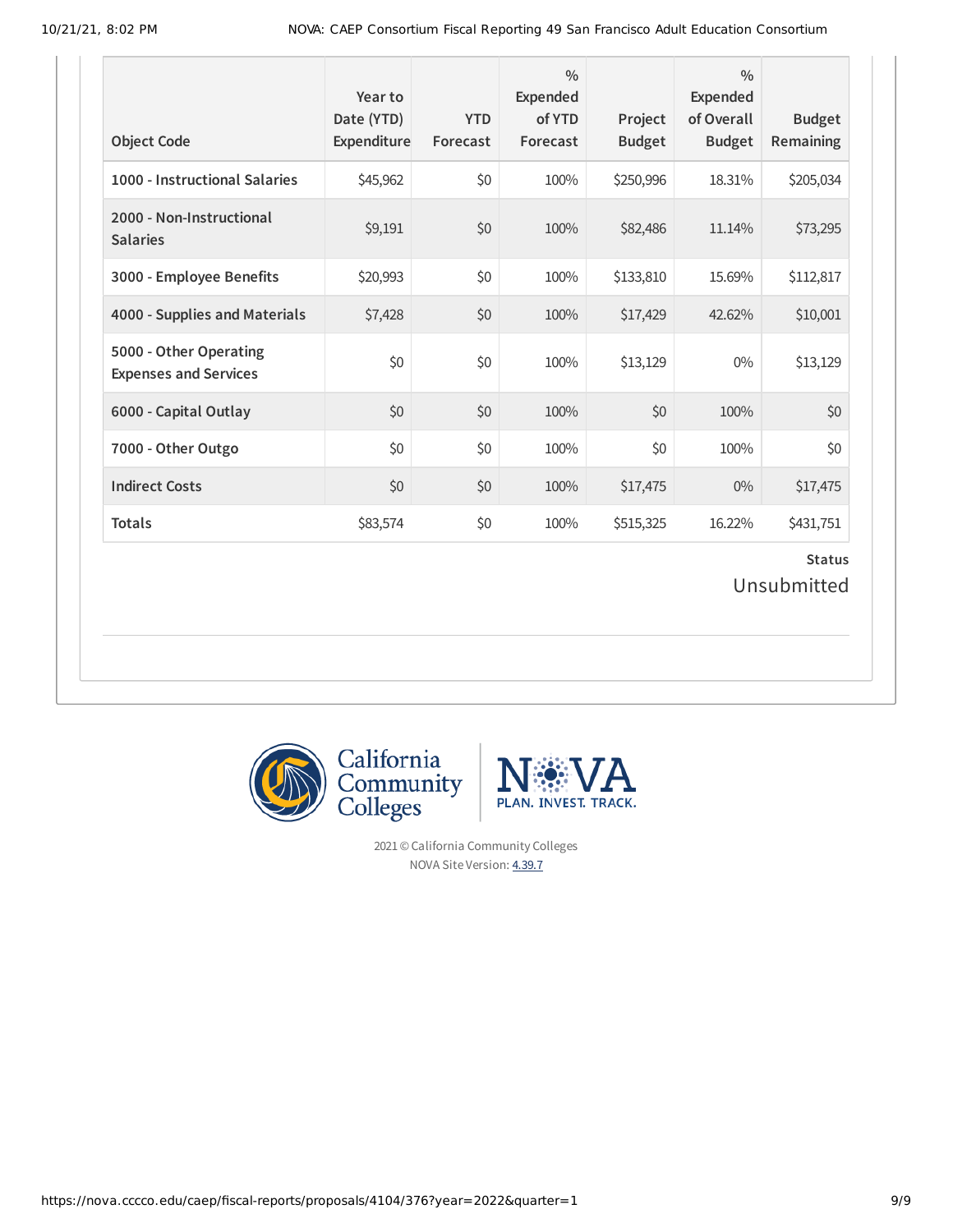| Object Code | Year to Date (YTD) Expenditure | YTD Forecast | % Expended of YTD Forecast | Project Budget | % Expended of Overall Budget | Budget Remaining |
|---|---|---|---|---|---|---|
| 1000 - Instructional Salaries | $45,962 | $0 | 100% | $250,996 | 18.31% | $205,034 |
| 2000 - Non-Instructional Salaries | $9,191 | $0 | 100% | $82,486 | 11.14% | $73,295 |
| 3000 - Employee Benefits | $20,993 | $0 | 100% | $133,810 | 15.69% | $112,817 |
| 4000 - Supplies and Materials | $7,428 | $0 | 100% | $17,429 | 42.62% | $10,001 |
| 5000 - Other Operating Expenses and Services | $0 | $0 | 100% | $13,129 | 0% | $13,129 |
| 6000 - Capital Outlay | $0 | $0 | 100% | $0 | 100% | $0 |
| 7000 - Other Outgo | $0 | $0 | 100% | $0 | 100% | $0 |
| Indirect Costs | $0 | $0 | 100% | $17,475 | 0% | $17,475 |
| Totals | $83,574 | $0 | 100% | $515,325 | 16.22% | $431,751 |

**Status**

Unsubmitted

California Community Colleges

NOVA PLAN. INVEST. TRACK.

2021 © California Community Colleges
NOVA Site Version: 4.39.7